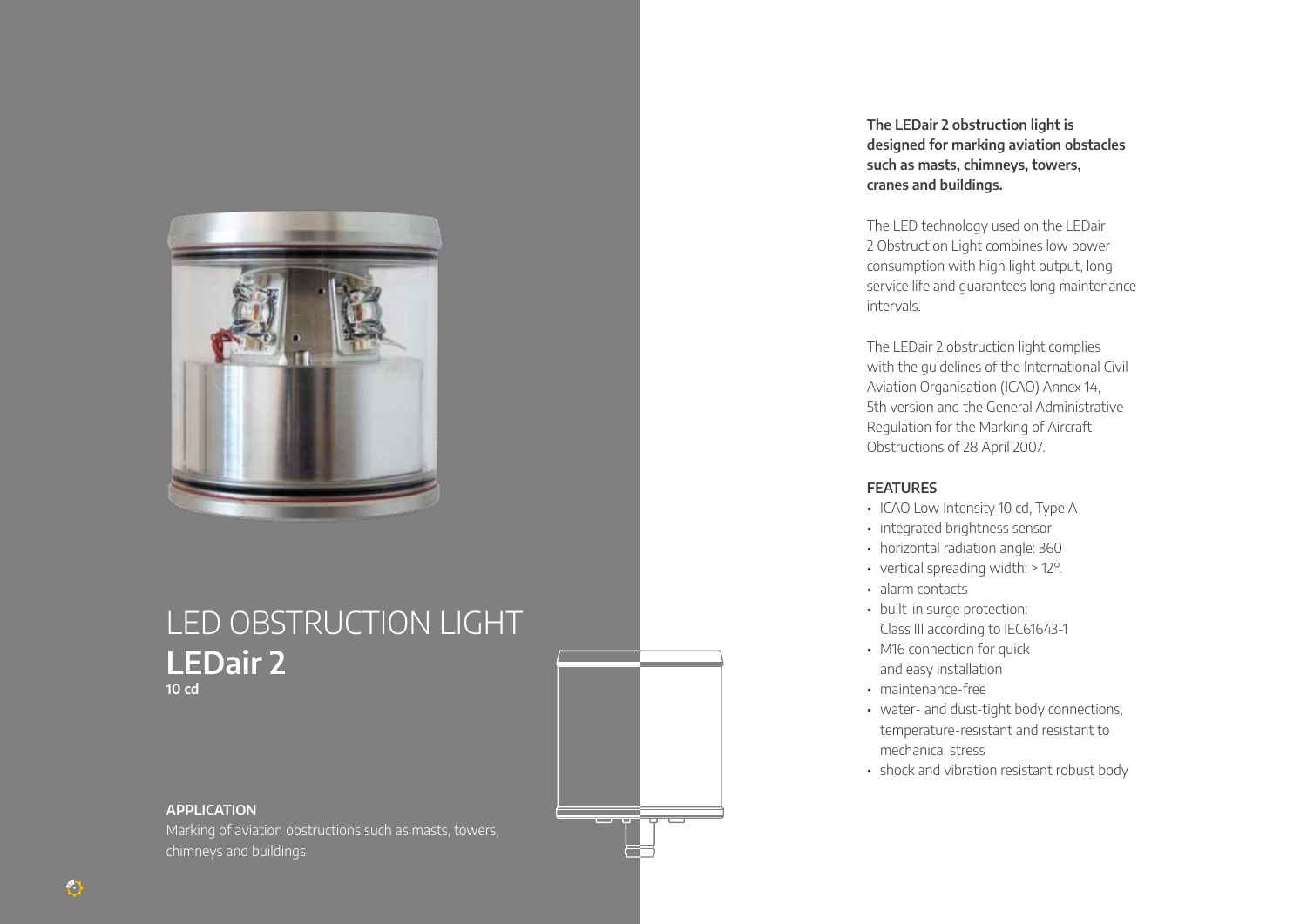# LED OBSTRUCTION LIGHT

## LEDair 2

**10 cd**

### APPLICATION

Marking of aviation obstructions such as masts, towers, chimneys and buildings

**The LEDair 2 obstruction light is designed for marking aviation obstacles such as masts, chimneys, towers, cranes and buildings.**

The LED technology used on the LEDair 2 Obstruction Light combines low power consumption with high light output, long service life and guarantees long maintenance intervals.

The LEDair 2 obstruction light complies with the guidelines of the International Civil Aviation Organisation (ICAO) Annex 14, 5th version and the General Administrative Regulation for the Marking of Aircraft Obstructions of 28 April 2007.

### FEATURES

- ICAO Low Intensity 10 cd, Type A
- integrated brightness sensor
- horizontal radiation angle: 360
- vertical spreading width: > 12°.
- alarm contacts
- built-in surge protection: Class III according to IEC61643-1
- M16 connection for quick and easy installation
- maintenance-free
- water- and dust-tight body connections, temperature-resistant and resistant to mechanical stress
- shock and vibration resistant robust body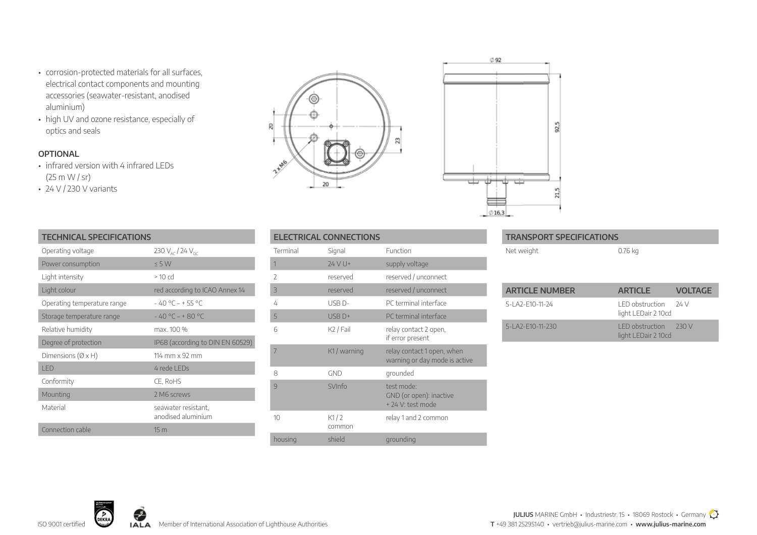- corrosion-protected materials for all surfaces, electrical contact components and mounting accessories (seawater-resistant, anodised aluminium)
- high UV and ozone resistance, especially of optics and seals

### OPTIONAL

- infrared version with 4 infrared LEDs (25 m W / sr)
- 24 V / 230 V variants

Ø 92
20
23
2 x M6
20
92,5
21,5
Ø 16,3

| TECHNICAL SPECIFICATIONS | |
|---|---|
| Operating voltage | 230 $V_{AC}$ / 24 $V_{DC}$ |
| Power consumption | ≤ 5 W |
| Light intensity | > 10 cd |
| Light colour | red according to ICAO Annex 14 |
| Operating temperature range | - 40 °C – + 55 °C |
| Storage temperature range | - 40 °C – + 80 °C |
| Relative humidity | max. 100 % |
| Degree of protection | IP68 (according to DIN EN 60529) |
| Dimensions (Ø x H) | 114 mm x 92 mm |
| LED | 4 rede LEDs |
| Conformity | CE, RoHS |
| Mounting | 2 M6 screws |
| Material | seawater resistant, anodised aluminium |
| Connection cable | 15 m |

### ELECTRICAL CONNECTIONS

| Terminal | Signal | Function |
|---|---|---|
| 1 | 24 V U+ | supply voltage |
| 2 | reserved | reserved / unconnect |
| 3 | reserved | reserved / unconnect |
| 4 | USB D- | PC terminal interface |
| 5 | USB D+ | PC terminal interface |
| 6 | K2 / Fail | relay contact 2 open, if error present |
| 7 | K1 / warning | relay contact 1 open, when warning or day mode is active |
| 8 | GND | grounded |
| 9 | SVInfo | test mode: GND (or open): inactive + 24 V: test mode |
| 10 | K1 / 2 common | relay 1 and 2 common |
| housing | shield | grounding |

| TRANSPORT SPECIFICATIONS | |
|---|---|
| Net weight | 0.76 kg |

| ARTICLE NUMBER | ARTICLE | VOLTAGE |
|---|---|---|
| 5-LA2-E10-11-24 | LED obstruction light LEDair 2 10cd | 24 V |
| 5-LA2-E10-11-230 | LED obstruction light LEDair 2 10cd | 230 V |

ISO 9001 certified  Member of International Association of Lighthouse Authorities

**JULIUS** MARINE GmbH • Industriestr. 15 • 18069 Rostock • Germany
**T** +49 381 25295140 • vertrieb@julius-marine.com • **www.julius-marine.com**